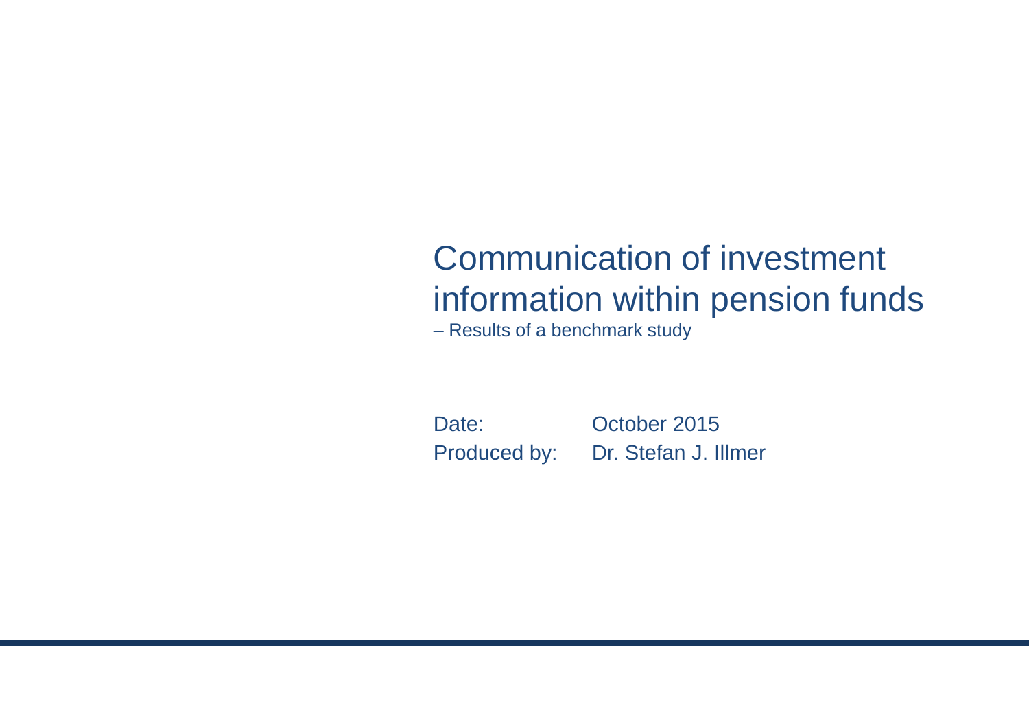# Communication of investment information within pension funds

– Results of a benchmark study

Date: October 2015

Produced by: Dr. Stefan J. Illmer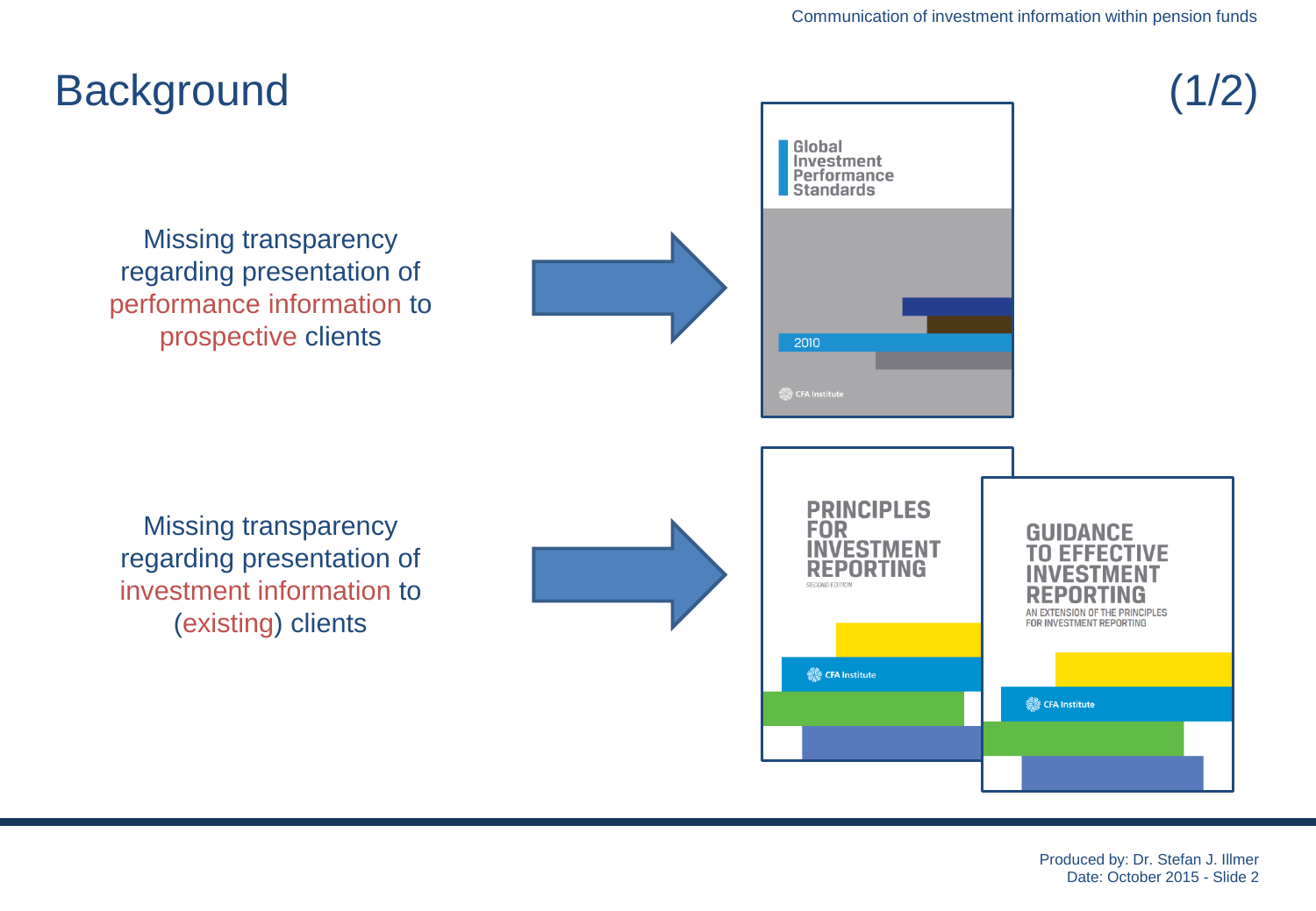# Background (1/2)

Missing transparency regarding presentation of performance information to prospective clients

Global Investment Performance Standards
2010
CFA Institute

Missing transparency regarding presentation of investment information to (existing) clients

PRINCIPLES FOR INVESTMENT REPORTING
SECOND EDITION
CFA Institute

GUIDANCE TO EFFECTIVE INVESTMENT REPORTING
AN EXTENSION OF THE PRINCIPLES FOR INVESTMENT REPORTING
CFA Institute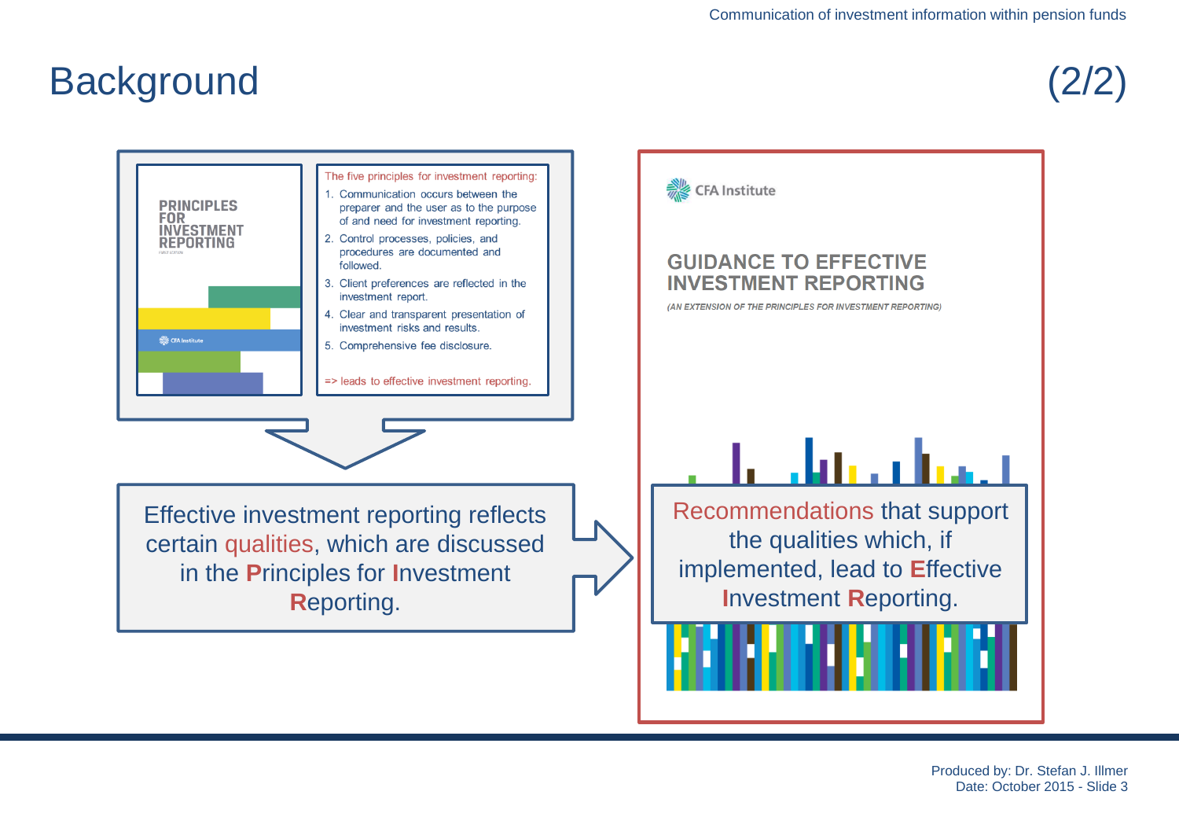# Background (2/2)

PRINCIPLES FOR INVESTMENT REPORTING

The five principles for investment reporting:

1. Communication occurs between the preparer and the user as to the purpose of and need for investment reporting.
2. Control processes, policies, and procedures are documented and followed.
3. Client preferences are reflected in the investment report.
4. Clear and transparent presentation of investment risks and results.
5. Comprehensive fee disclosure.

=> leads to effective investment reporting.

Effective investment reporting reflects certain qualities, which are discussed in the **P**rinciples for **I**nvestment **R**eporting.

CFA Institute

GUIDANCE TO EFFECTIVE INVESTMENT REPORTING

*(AN EXTENSION OF THE PRINCIPLES FOR INVESTMENT REPORTING)*

Recommendations that support the qualities which, if implemented, lead to **E**ffective **I**nvestment **R**eporting.

Produced by: Dr. Stefan J. Illmer
Date: October 2015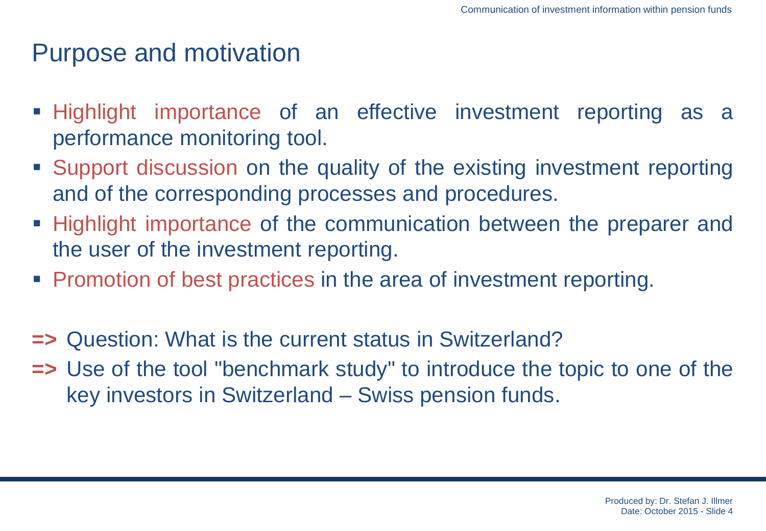# Purpose and motivation

- Highlight importance of an effective investment reporting as a performance monitoring tool.
- Support discussion on the quality of the existing investment reporting and of the corresponding processes and procedures.
- Highlight importance of the communication between the preparer and the user of the investment reporting.
- Promotion of best practices in the area of investment reporting.

**=>** Question: What is the current status in Switzerland?

**=>** Use of the tool "benchmark study" to introduce the topic to one of the key investors in Switzerland – Swiss pension funds.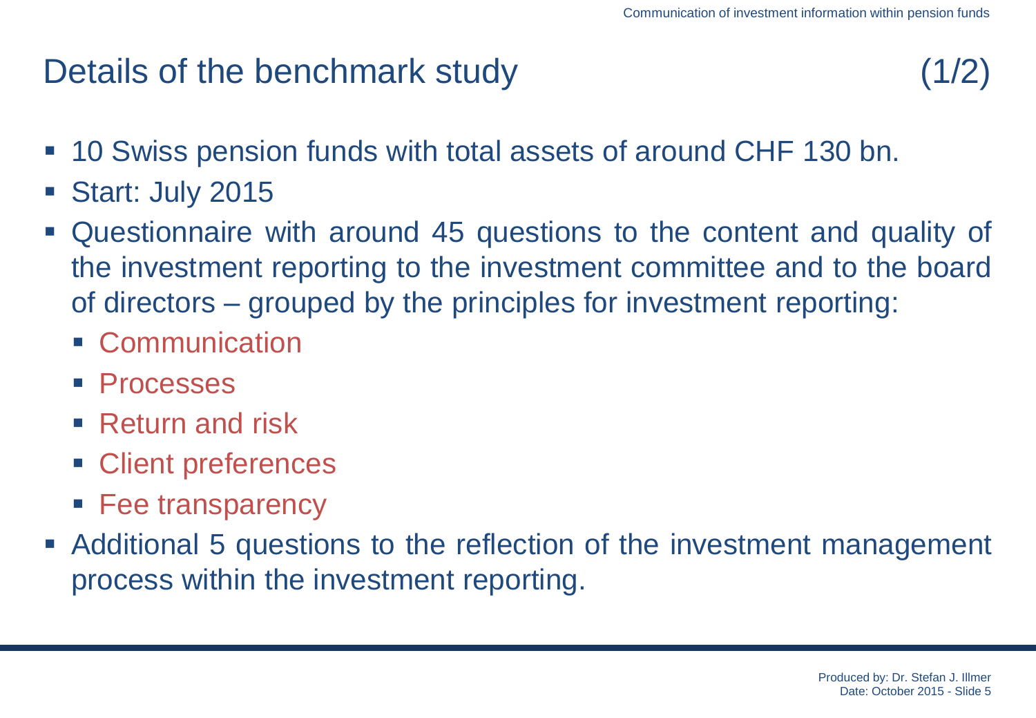## Details of the benchmark study (1/2)

- 10 Swiss pension funds with total assets of around CHF 130 bn.
- Start: July 2015
- Questionnaire with around 45 questions to the content and quality of the investment reporting to the investment committee and to the board of directors – grouped by the principles for investment reporting:
  - Communication
  - Processes
  - Return and risk
  - Client preferences
  - Fee transparency
- Additional 5 questions to the reflection of the investment management process within the investment reporting.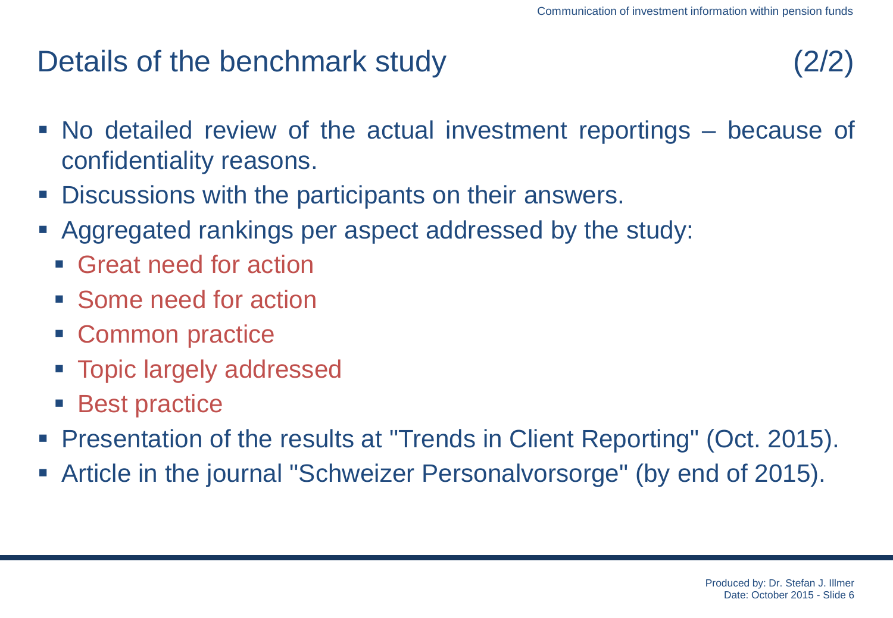# Details of the benchmark study (2/2)

- No detailed review of the actual investment reportings – because of confidentiality reasons.
- Discussions with the participants on their answers.
- Aggregated rankings per aspect addressed by the study:
  - Great need for action
  - Some need for action
  - Common practice
  - Topic largely addressed
  - Best practice
- Presentation of the results at "Trends in Client Reporting" (Oct. 2015).
- Article in the journal "Schweizer Personalvorsorge" (by end of 2015).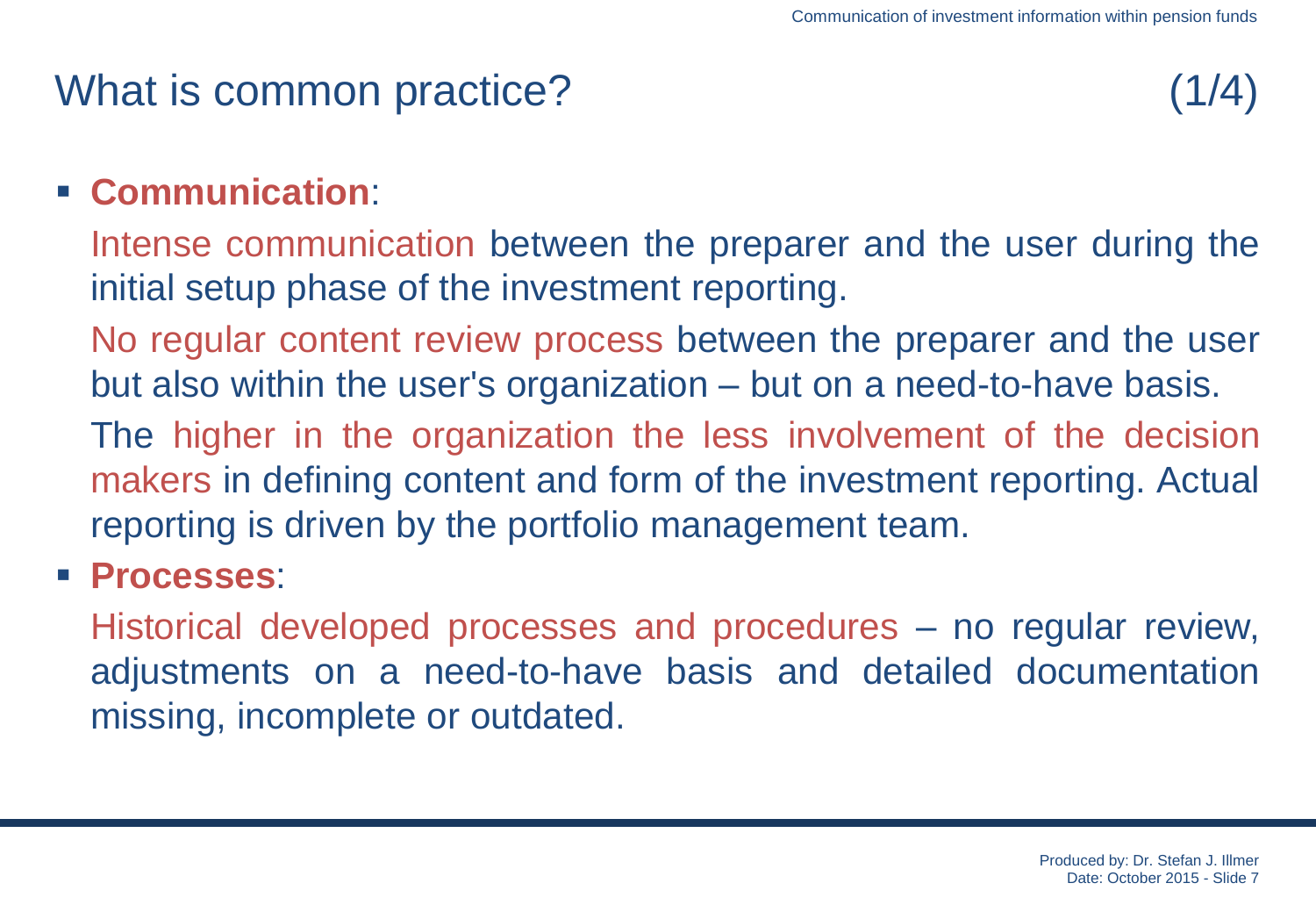# What is common practice? (1/4)

- **Communication**:

  Intense communication between the preparer and the user during the initial setup phase of the investment reporting.

  No regular content review process between the preparer and the user but also within the user's organization – but on a need-to-have basis.

  The higher in the organization the less involvement of the decision makers in defining content and form of the investment reporting. Actual reporting is driven by the portfolio management team.

- **Processes**:

  Historical developed processes and procedures – no regular review, adjustments on a need-to-have basis and detailed documentation missing, incomplete or outdated.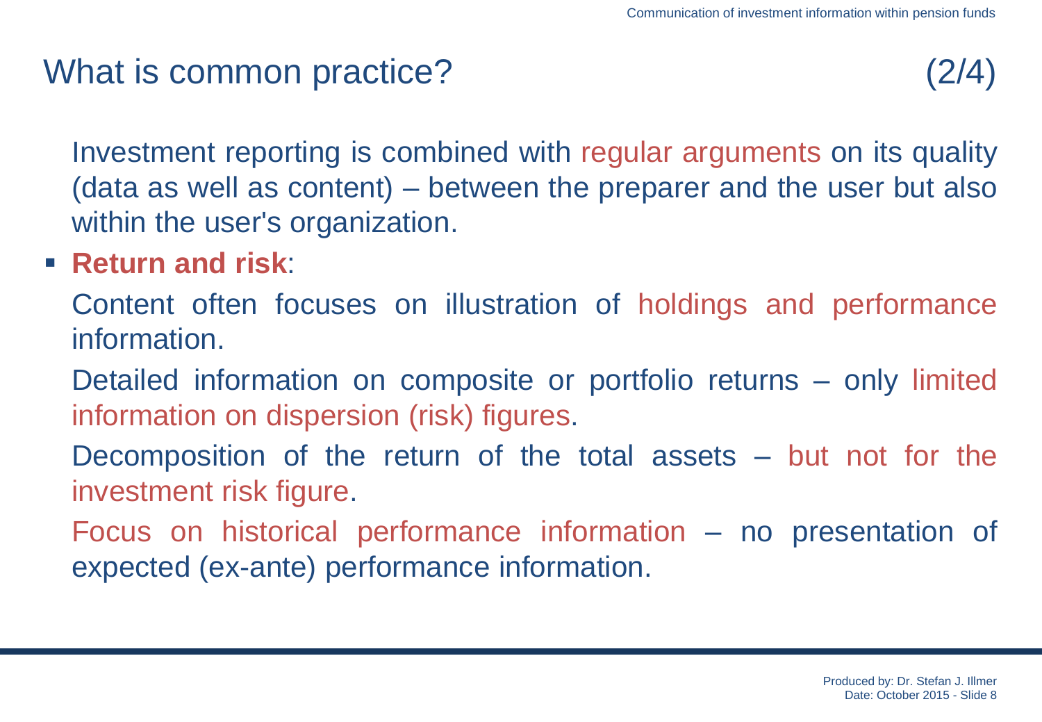# What is common practice? (2/4)

Investment reporting is combined with regular arguments on its quality (data as well as content) – between the preparer and the user but also within the user's organization.

- **Return and risk**:

  Content often focuses on illustration of holdings and performance information.

  Detailed information on composite or portfolio returns – only limited information on dispersion (risk) figures.

  Decomposition of the return of the total assets – but not for the investment risk figure.

  Focus on historical performance information – no presentation of expected (ex-ante) performance information.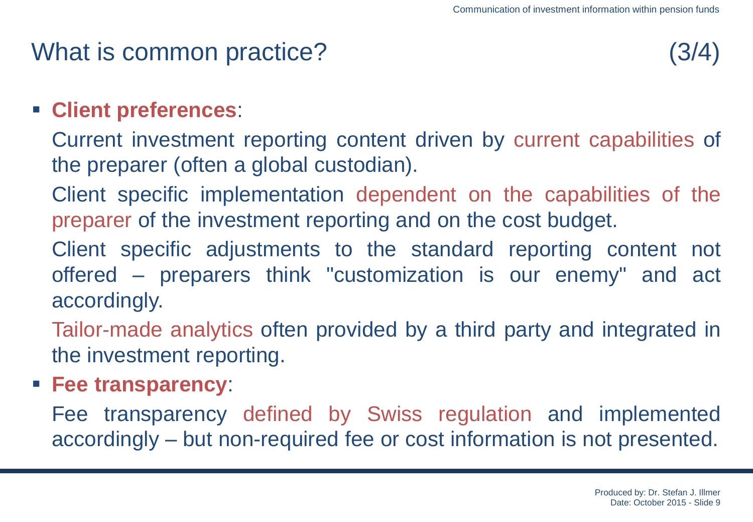## What is common practice? (3/4)

- **Client preferences**:

  Current investment reporting content driven by current capabilities of the preparer (often a global custodian).

  Client specific implementation dependent on the capabilities of the preparer of the investment reporting and on the cost budget.

  Client specific adjustments to the standard reporting content not offered – preparers think "customization is our enemy" and act accordingly.

  Tailor-made analytics often provided by a third party and integrated in the investment reporting.

- **Fee transparency**:

  Fee transparency defined by Swiss regulation and implemented accordingly – but non-required fee or cost information is not presented.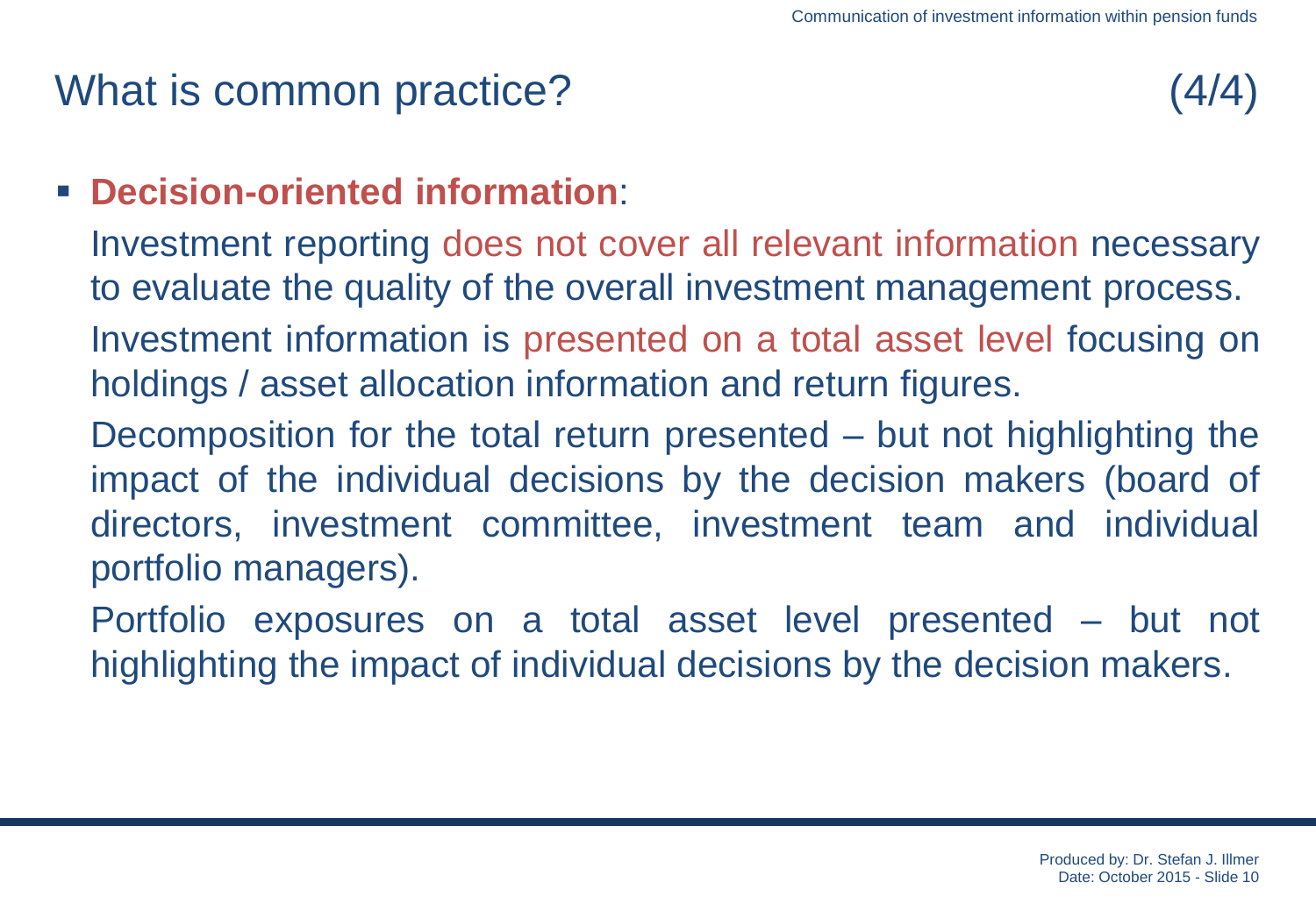# What is common practice? (4/4)

- **Decision-oriented information**:

  Investment reporting does not cover all relevant information necessary to evaluate the quality of the overall investment management process.

  Investment information is presented on a total asset level focusing on holdings / asset allocation information and return figures.

  Decomposition for the total return presented – but not highlighting the impact of the individual decisions by the decision makers (board of directors, investment committee, investment team and individual portfolio managers).

  Portfolio exposures on a total asset level presented – but not highlighting the impact of individual decisions by the decision makers.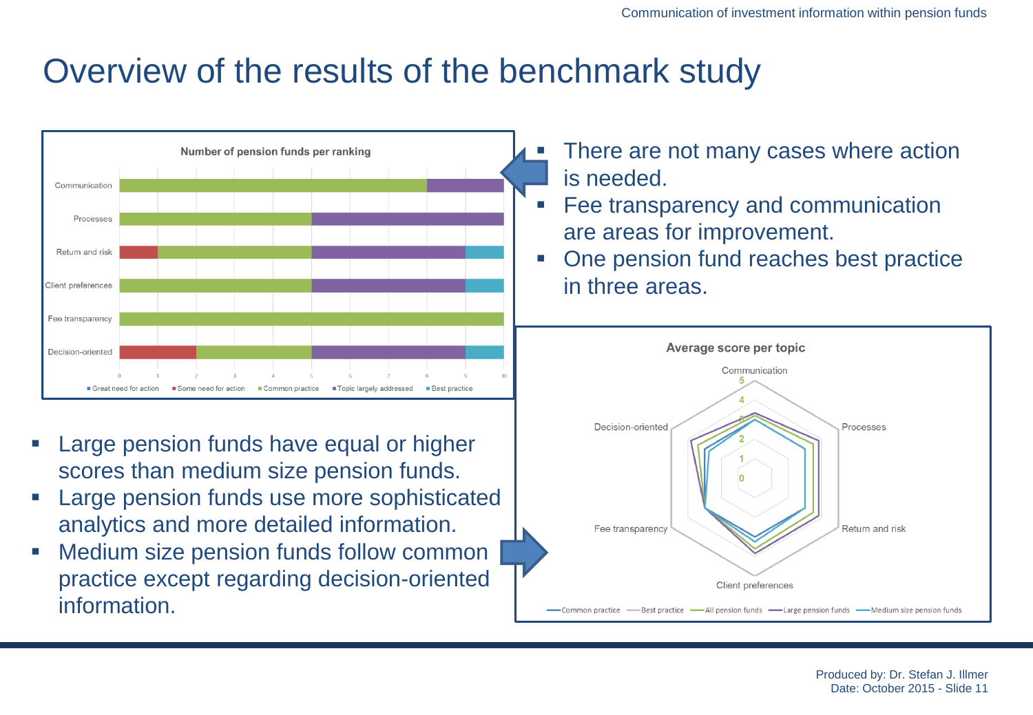# Overview of the results of the benchmark study

**Number of pension funds per ranking**

| | Great need for action | Some need for action | Common practice | Topic largely addressed | Best practice |
|---|---|---|---|---|---|
| Communication | 0 | 0 | 8 | 2 | 0 |
| Processes | 0 | 0 | 5 | 5 | 0 |
| Return and risk | 0 | 1 | 4 | 4 | 1 |
| Client preferences | 0 | 0 | 5 | 4 | 1 |
| Fee transparency | 0 | 0 | 10 | 0 | 0 |
| Decision-oriented | 0 | 2 | 3 | 4 | 1 |

- There are not many cases where action is needed.
- Fee transparency and communication are areas for improvement.
- One pension fund reaches best practice in three areas.

**Average score per topic**

Topics: Communication, Processes, Return and risk, Client preferences, Fee transparency, Decision-oriented (scale 0–5)

Legend: Common practice, Best practice, All pension funds, Large pension funds, Medium size pension funds

- Large pension funds have equal or higher scores than medium size pension funds.
- Large pension funds use more sophisticated analytics and more detailed information.
- Medium size pension funds follow common practice except regarding decision-oriented information.

Produced by: Dr. Stefan J. Illmer
Date: October 2015 - Slide 11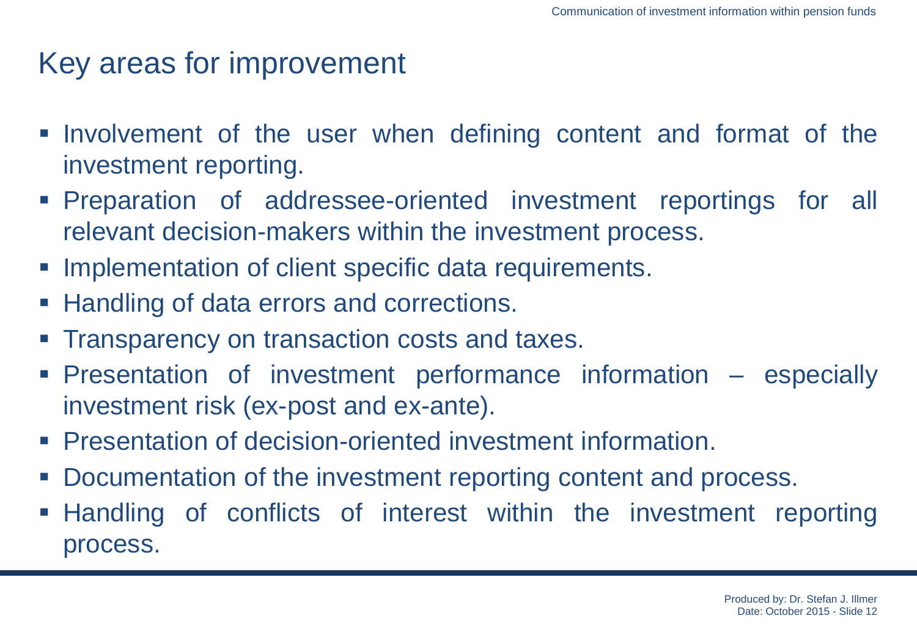# Key areas for improvement

- Involvement of the user when defining content and format of the investment reporting.
- Preparation of addressee-oriented investment reportings for all relevant decision-makers within the investment process.
- Implementation of client specific data requirements.
- Handling of data errors and corrections.
- Transparency on transaction costs and taxes.
- Presentation of investment performance information – especially investment risk (ex-post and ex-ante).
- Presentation of decision-oriented investment information.
- Documentation of the investment reporting content and process.
- Handling of conflicts of interest within the investment reporting process.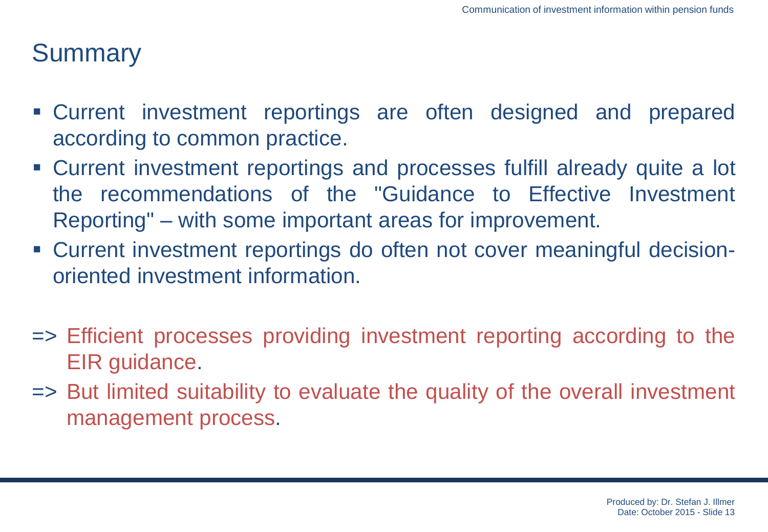# Summary

- Current investment reportings are often designed and prepared according to common practice.
- Current investment reportings and processes fulfill already quite a lot the recommendations of the "Guidance to Effective Investment Reporting" – with some important areas for improvement.
- Current investment reportings do often not cover meaningful decision-oriented investment information.

=> Efficient processes providing investment reporting according to the EIR guidance.

=> But limited suitability to evaluate the quality of the overall investment management process.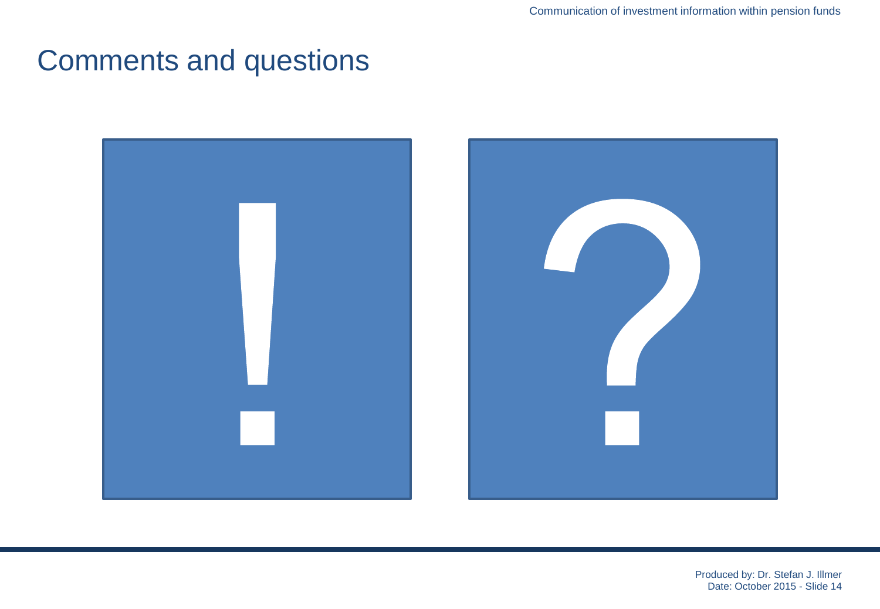# Comments and questions

!

?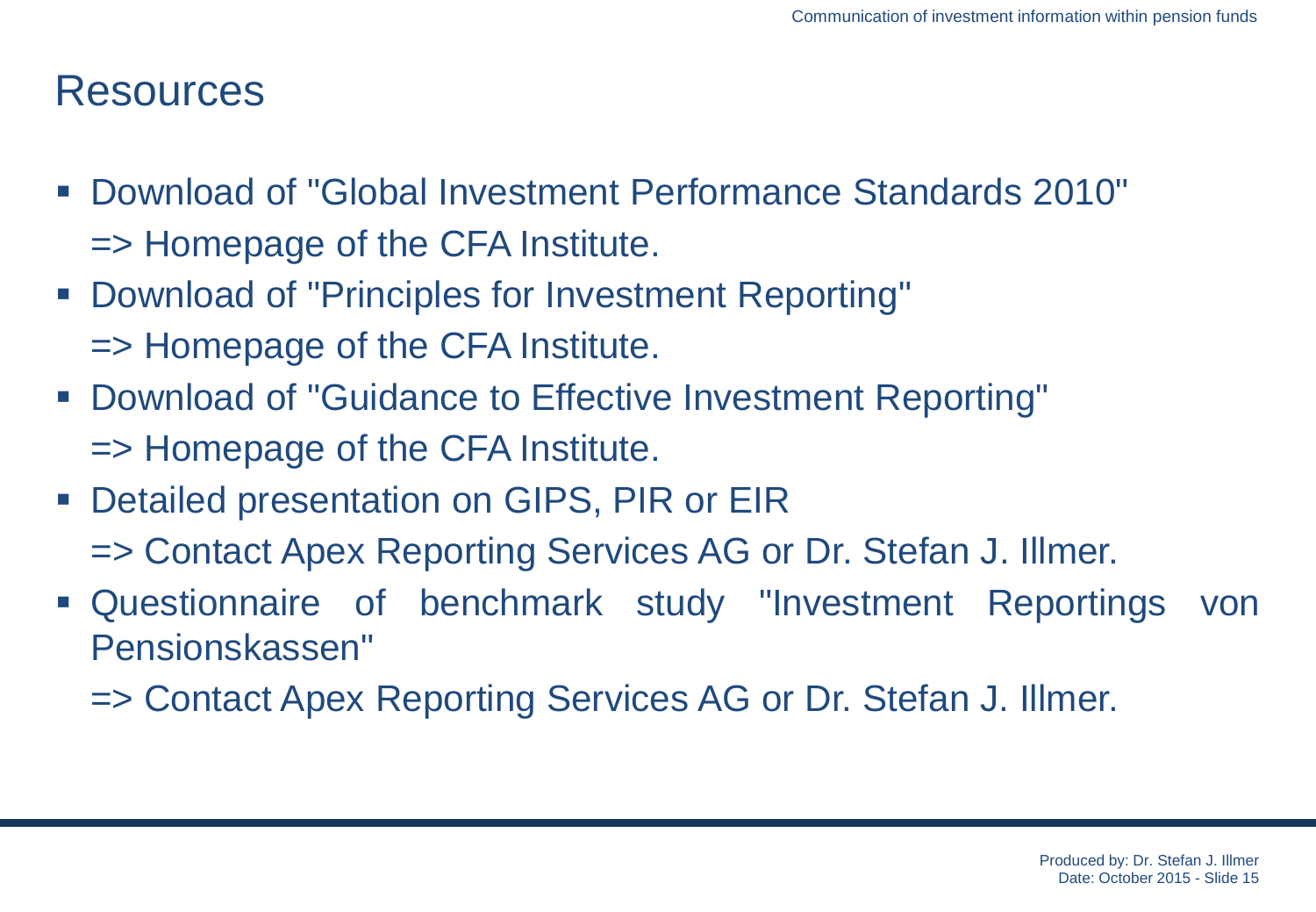# Resources

- Download of "Global Investment Performance Standards 2010"
  => Homepage of the CFA Institute.
- Download of "Principles for Investment Reporting"
  => Homepage of the CFA Institute.
- Download of "Guidance to Effective Investment Reporting"
  => Homepage of the CFA Institute.
- Detailed presentation on GIPS, PIR or EIR
  => Contact Apex Reporting Services AG or Dr. Stefan J. Illmer.
- Questionnaire of benchmark study "Investment Reportings von Pensionskassen"
  => Contact Apex Reporting Services AG or Dr. Stefan J. Illmer.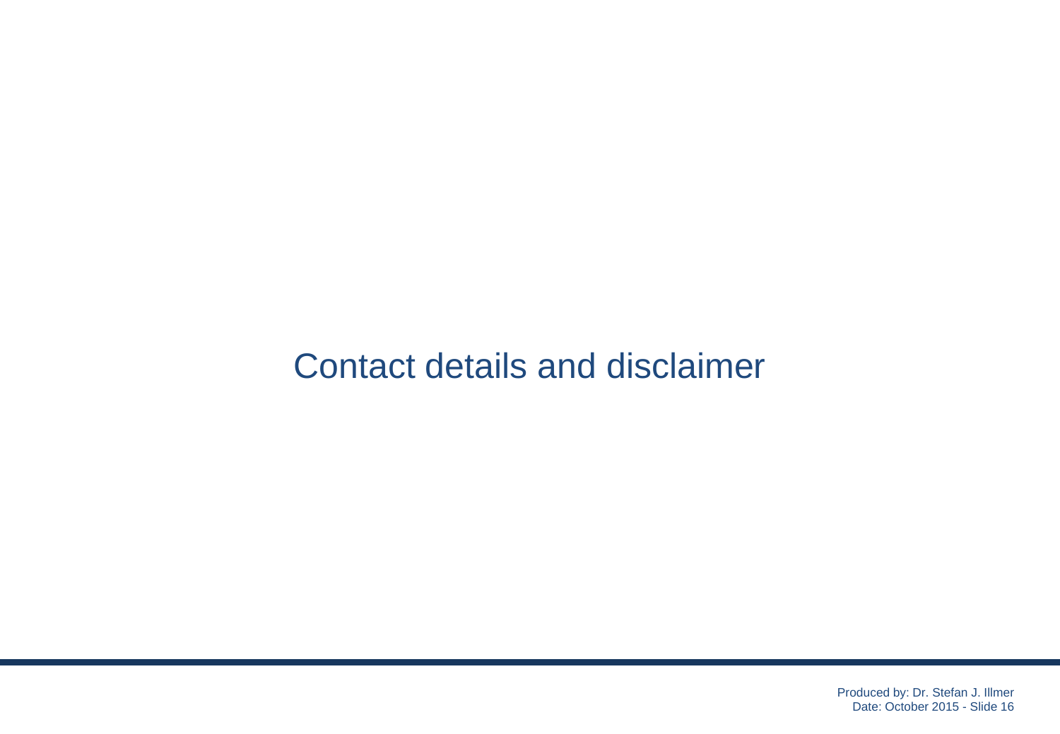# Contact details and disclaimer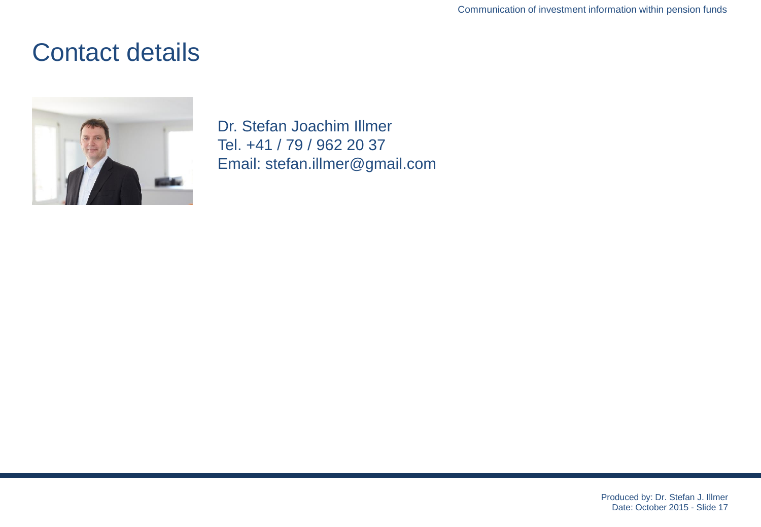# Contact details

Dr. Stefan Joachim Illmer
Tel. +41 / 79 / 962 20 37
Email: stefan.illmer@gmail.com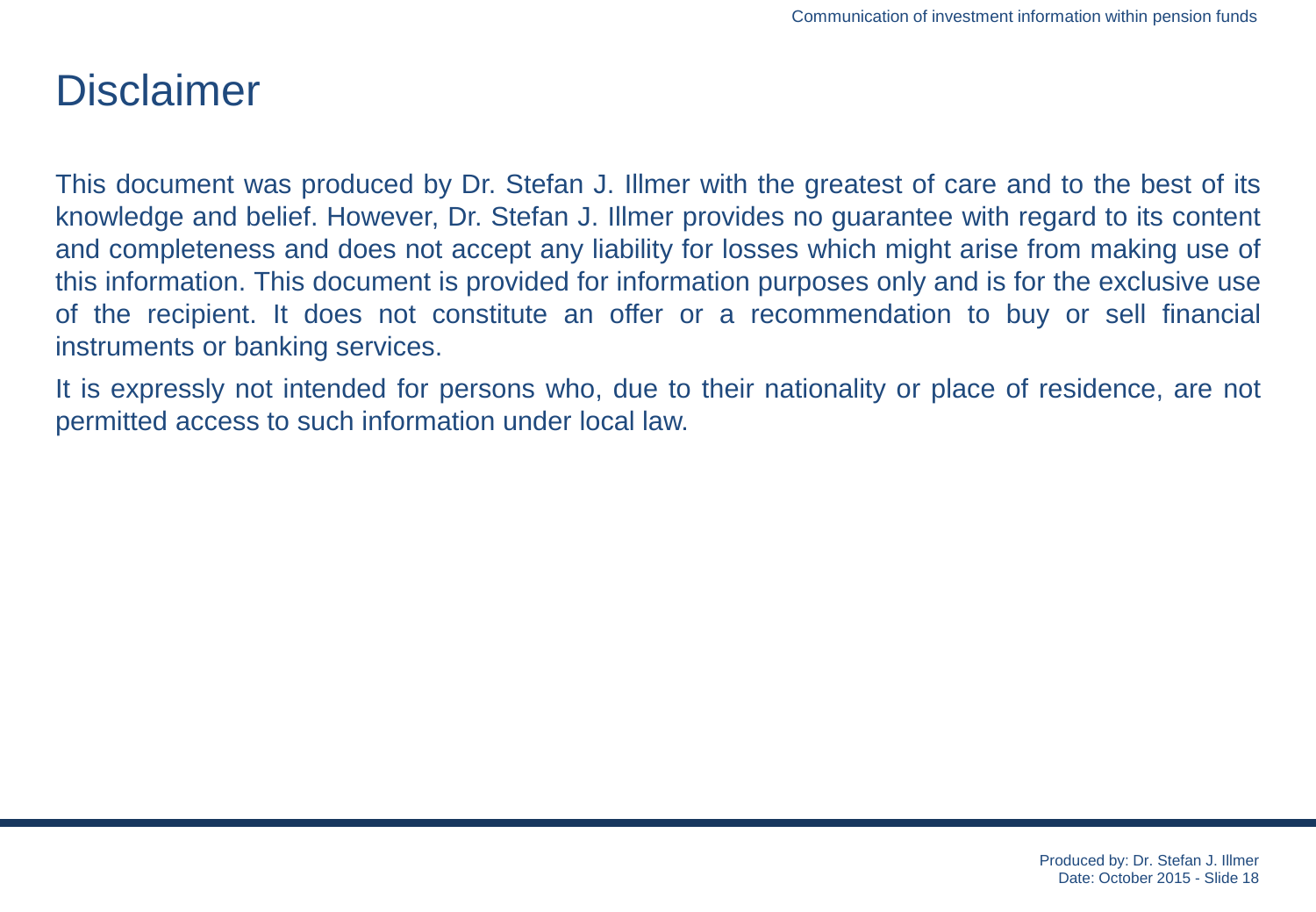# Disclaimer

This document was produced by Dr. Stefan J. Illmer with the greatest of care and to the best of its knowledge and belief. However, Dr. Stefan J. Illmer provides no guarantee with regard to its content and completeness and does not accept any liability for losses which might arise from making use of this information. This document is provided for information purposes only and is for the exclusive use of the recipient. It does not constitute an offer or a recommendation to buy or sell financial instruments or banking services.

It is expressly not intended for persons who, due to their nationality or place of residence, are not permitted access to such information under local law.